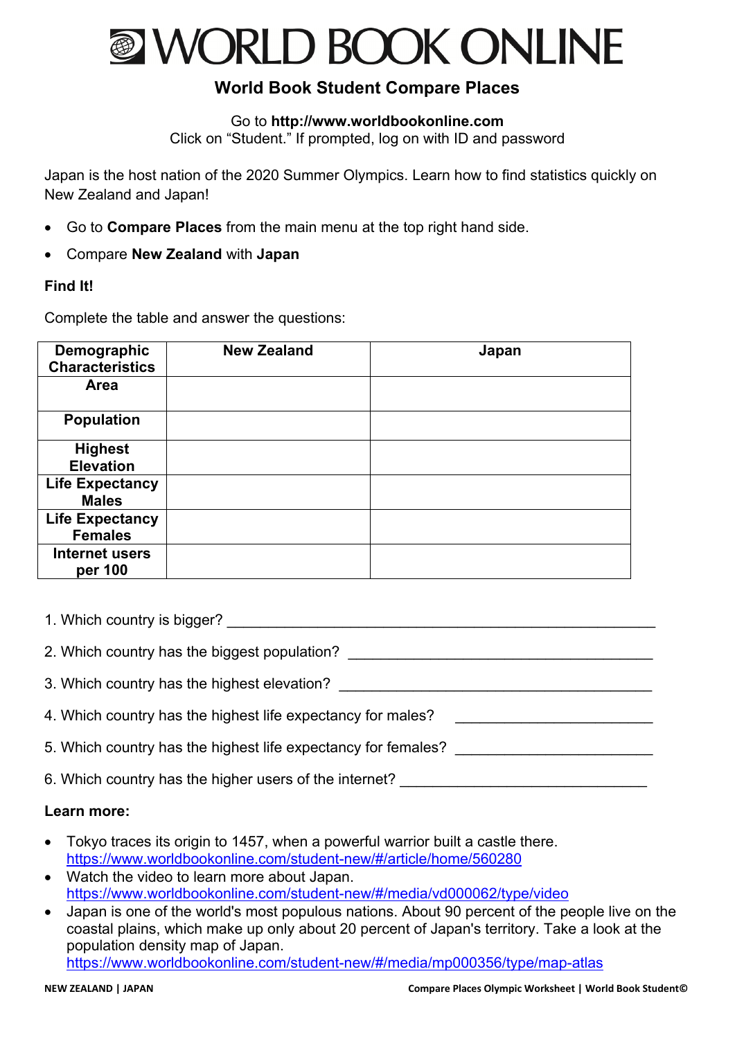# WORLD BOOK ONLINE

## World Book Student Compare Places

Go to **http://www.worldbookonline.com**
Click on "Student." If prompted, log on with ID and password

Japan is the host nation of the 2020 Summer Olympics. Learn how to find statistics quickly on New Zealand and Japan!

- Go to **Compare Places** from the main menu at the top right hand side.
- Compare **New Zealand** with **Japan**

**Find It!**

Complete the table and answer the questions:

| Demographic Characteristics | New Zealand | Japan |
| --- | --- | --- |
| **Area** | | |
| **Population** | | |
| **Highest Elevation** | | |
| **Life Expectancy Males** | | |
| **Life Expectancy Females** | | |
| **Internet users per 100** | | |

1. Which country is bigger? ____________________________________________________

2. Which country has the biggest population? ______________________________________

3. Which country has the highest elevation? _______________________________________

4. Which country has the highest life expectancy for males? ______________________

5. Which country has the highest life expectancy for females? ______________________

6. Which country has the higher users of the internet? ____________________________

**Learn more:**

- Tokyo traces its origin to 1457, when a powerful warrior built a castle there.
  https://www.worldbookonline.com/student-new/#/article/home/560280
- Watch the video to learn more about Japan.
  https://www.worldbookonline.com/student-new/#/media/vd000062/type/video
- Japan is one of the world's most populous nations. About 90 percent of the people live on the coastal plains, which make up only about 20 percent of Japan's territory. Take a look at the population density map of Japan.
  https://www.worldbookonline.com/student-new/#/media/mp000356/type/map-atlas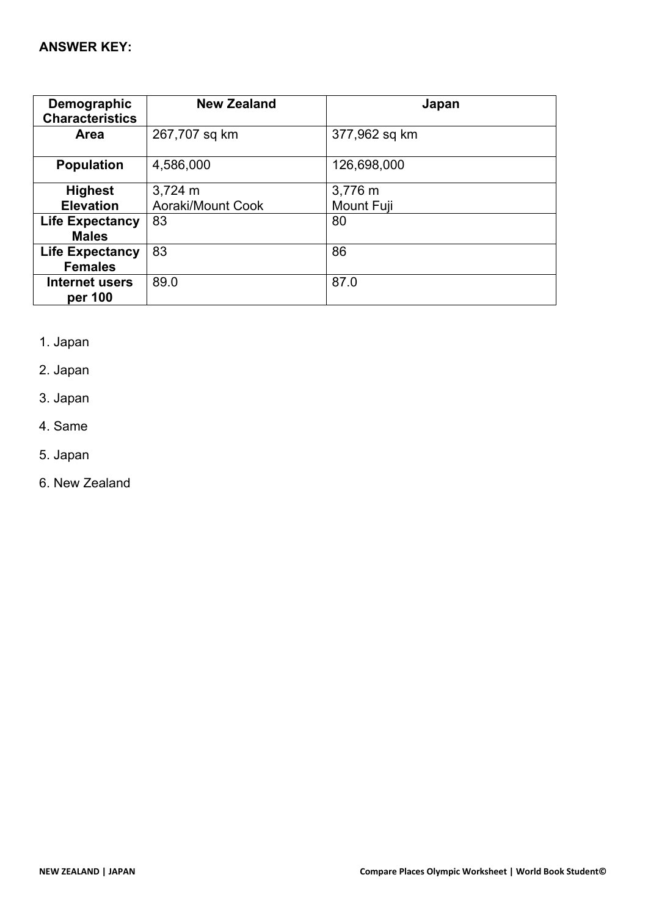**ANSWER KEY:**

| Demographic Characteristics | New Zealand | Japan |
|---|---|---|
| **Area** | 267,707 sq km | 377,962 sq km |
| **Population** | 4,586,000 | 126,698,000 |
| **Highest Elevation** | 3,724 m Aoraki/Mount Cook | 3,776 m Mount Fuji |
| **Life Expectancy Males** | 83 | 80 |
| **Life Expectancy Females** | 83 | 86 |
| **Internet users per 100** | 89.0 | 87.0 |

1. Japan
2. Japan
3. Japan
4. Same
5. Japan
6. New Zealand